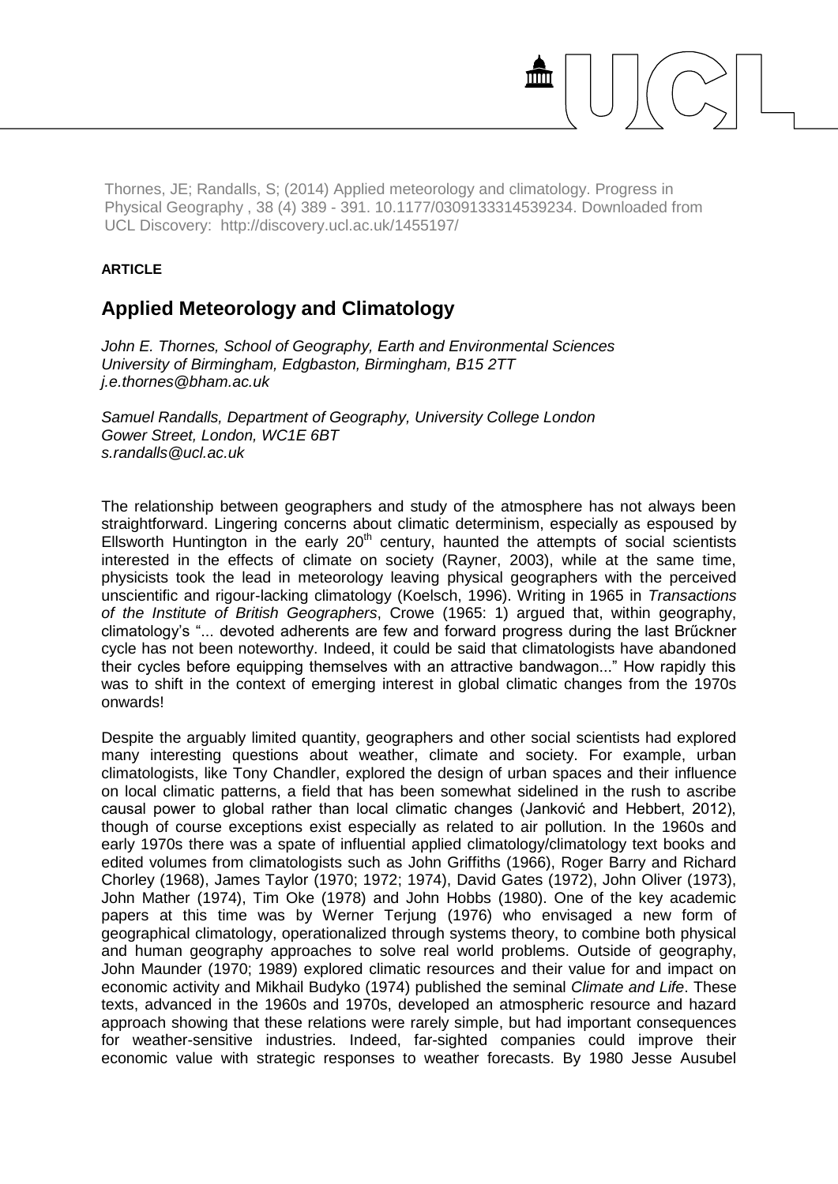Thornes, JE; Randalls, S; (2014) Applied meteorology and climatology. Progress in Physical Geography , 38 (4) 389 - 391. 10.1177/0309133314539234. Downloaded from UCL Discovery: http://discovery.ucl.ac.uk/1455197/

**ARTICLE**

# Applied Meteorology and Climatology

*John E. Thornes, School of Geography, Earth and Environmental Sciences*
*University of Birmingham, Edgbaston, Birmingham, B15 2TT*
*j.e.thornes@bham.ac.uk*

*Samuel Randalls, Department of Geography, University College London*
*Gower Street, London, WC1E 6BT*
*s.randalls@ucl.ac.uk*

The relationship between geographers and study of the atmosphere has not always been straightforward. Lingering concerns about climatic determinism, especially as espoused by Ellsworth Huntington in the early 20th century, haunted the attempts of social scientists interested in the effects of climate on society (Rayner, 2003), while at the same time, physicists took the lead in meteorology leaving physical geographers with the perceived unscientific and rigour-lacking climatology (Koelsch, 1996). Writing in 1965 in *Transactions of the Institute of British Geographers*, Crowe (1965: 1) argued that, within geography, climatology's "... devoted adherents are few and forward progress during the last Brűckner cycle has not been noteworthy. Indeed, it could be said that climatologists have abandoned their cycles before equipping themselves with an attractive bandwagon..." How rapidly this was to shift in the context of emerging interest in global climatic changes from the 1970s onwards!

Despite the arguably limited quantity, geographers and other social scientists had explored many interesting questions about weather, climate and society. For example, urban climatologists, like Tony Chandler, explored the design of urban spaces and their influence on local climatic patterns, a field that has been somewhat sidelined in the rush to ascribe causal power to global rather than local climatic changes (Janković and Hebbert, 2012), though of course exceptions exist especially as related to air pollution. In the 1960s and early 1970s there was a spate of influential applied climatology/climatology text books and edited volumes from climatologists such as John Griffiths (1966), Roger Barry and Richard Chorley (1968), James Taylor (1970; 1972; 1974), David Gates (1972), John Oliver (1973), John Mather (1974), Tim Oke (1978) and John Hobbs (1980). One of the key academic papers at this time was by Werner Terjung (1976) who envisaged a new form of geographical climatology, operationalized through systems theory, to combine both physical and human geography approaches to solve real world problems. Outside of geography, John Maunder (1970; 1989) explored climatic resources and their value for and impact on economic activity and Mikhail Budyko (1974) published the seminal *Climate and Life*. These texts, advanced in the 1960s and 1970s, developed an atmospheric resource and hazard approach showing that these relations were rarely simple, but had important consequences for weather-sensitive industries. Indeed, far-sighted companies could improve their economic value with strategic responses to weather forecasts. By 1980 Jesse Ausubel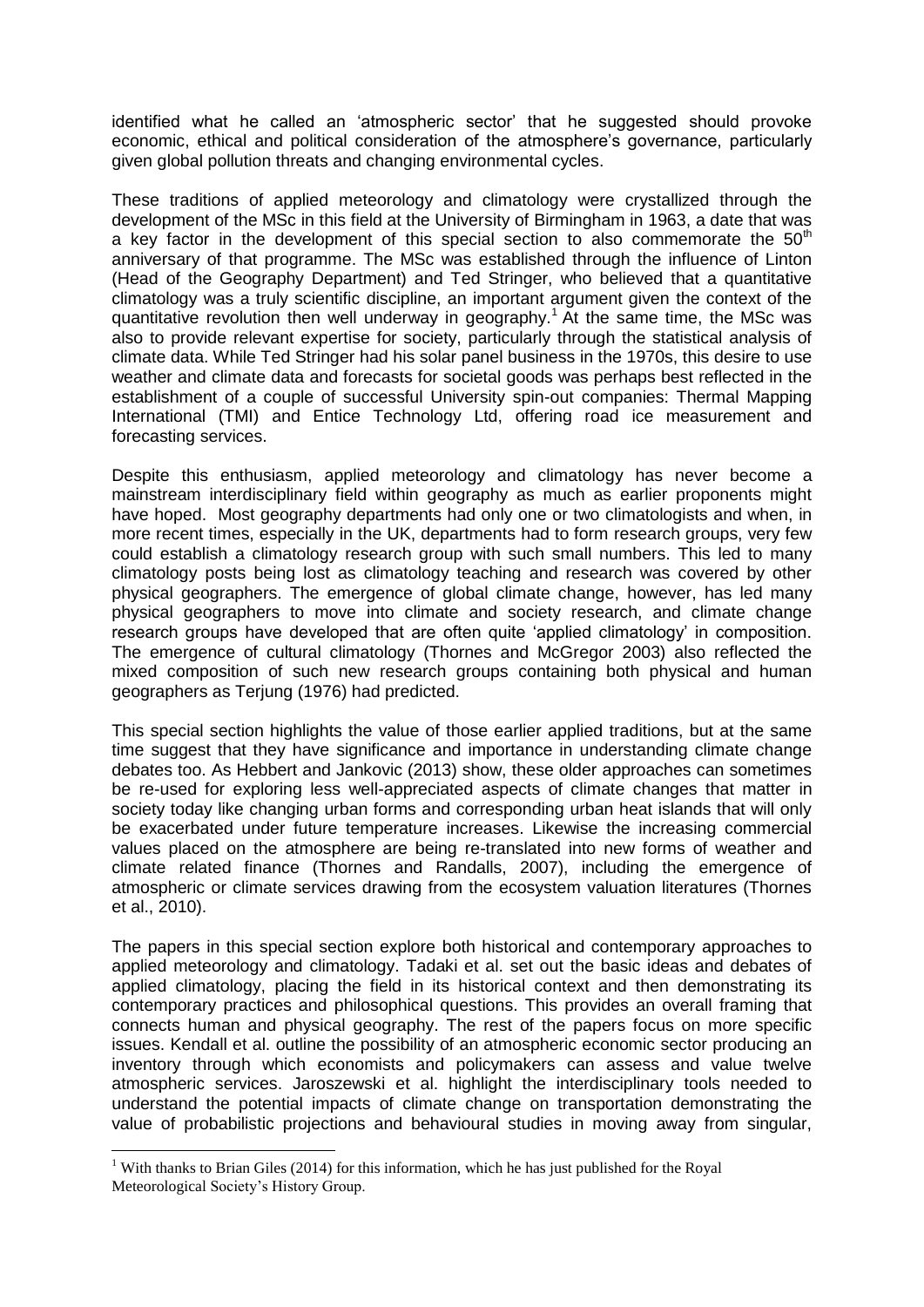identified what he called an 'atmospheric sector' that he suggested should provoke economic, ethical and political consideration of the atmosphere's governance, particularly given global pollution threats and changing environmental cycles.

These traditions of applied meteorology and climatology were crystallized through the development of the MSc in this field at the University of Birmingham in 1963, a date that was a key factor in the development of this special section to also commemorate the 50[th] anniversary of that programme. The MSc was established through the influence of Linton (Head of the Geography Department) and Ted Stringer, who believed that a quantitative climatology was a truly scientific discipline, an important argument given the context of the quantitative revolution then well underway in geography.[1] At the same time, the MSc was also to provide relevant expertise for society, particularly through the statistical analysis of climate data. While Ted Stringer had his solar panel business in the 1970s, this desire to use weather and climate data and forecasts for societal goods was perhaps best reflected in the establishment of a couple of successful University spin-out companies: Thermal Mapping International (TMI) and Entice Technology Ltd, offering road ice measurement and forecasting services.

Despite this enthusiasm, applied meteorology and climatology has never become a mainstream interdisciplinary field within geography as much as earlier proponents might have hoped. Most geography departments had only one or two climatologists and when, in more recent times, especially in the UK, departments had to form research groups, very few could establish a climatology research group with such small numbers. This led to many climatology posts being lost as climatology teaching and research was covered by other physical geographers. The emergence of global climate change, however, has led many physical geographers to move into climate and society research, and climate change research groups have developed that are often quite 'applied climatology' in composition. The emergence of cultural climatology (Thornes and McGregor 2003) also reflected the mixed composition of such new research groups containing both physical and human geographers as Terjung (1976) had predicted.

This special section highlights the value of those earlier applied traditions, but at the same time suggest that they have significance and importance in understanding climate change debates too. As Hebbert and Jankovic (2013) show, these older approaches can sometimes be re-used for exploring less well-appreciated aspects of climate changes that matter in society today like changing urban forms and corresponding urban heat islands that will only be exacerbated under future temperature increases. Likewise the increasing commercial values placed on the atmosphere are being re-translated into new forms of weather and climate related finance (Thornes and Randalls, 2007), including the emergence of atmospheric or climate services drawing from the ecosystem valuation literatures (Thornes et al., 2010).

The papers in this special section explore both historical and contemporary approaches to applied meteorology and climatology. Tadaki et al. set out the basic ideas and debates of applied climatology, placing the field in its historical context and then demonstrating its contemporary practices and philosophical questions. This provides an overall framing that connects human and physical geography. The rest of the papers focus on more specific issues. Kendall et al. outline the possibility of an atmospheric economic sector producing an inventory through which economists and policymakers can assess and value twelve atmospheric services. Jaroszewski et al. highlight the interdisciplinary tools needed to understand the potential impacts of climate change on transportation demonstrating the value of probabilistic projections and behavioural studies in moving away from singular,

[1] With thanks to Brian Giles (2014) for this information, which he has just published for the Royal Meteorological Society's History Group.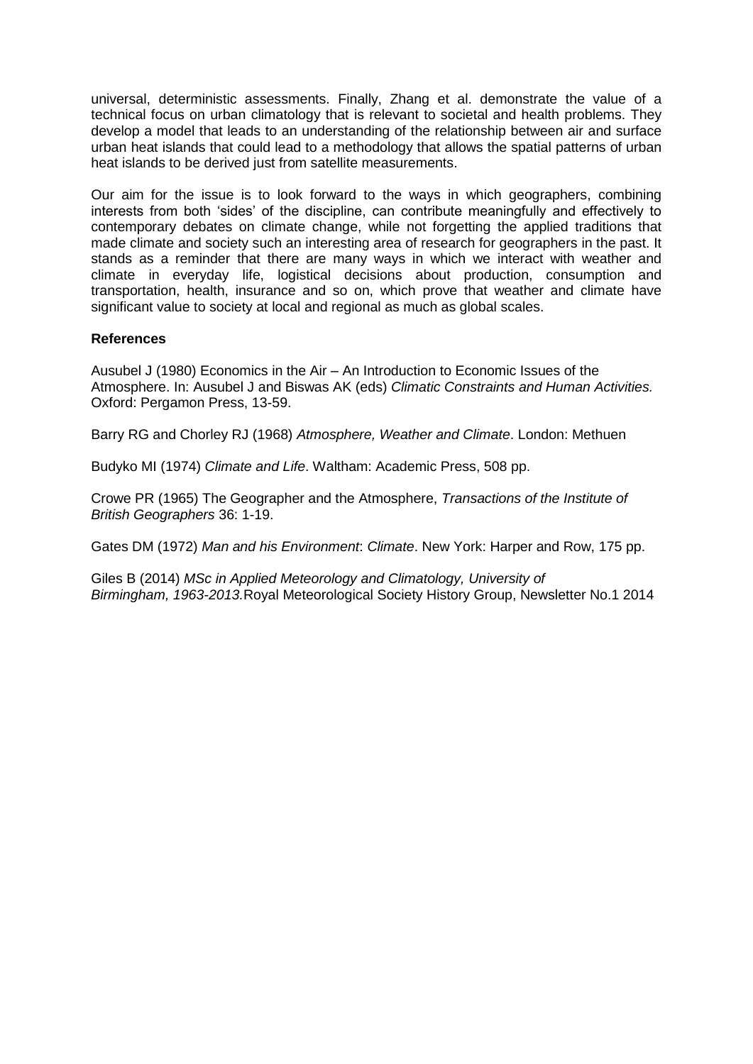universal, deterministic assessments. Finally, Zhang et al. demonstrate the value of a technical focus on urban climatology that is relevant to societal and health problems. They develop a model that leads to an understanding of the relationship between air and surface urban heat islands that could lead to a methodology that allows the spatial patterns of urban heat islands to be derived just from satellite measurements.

Our aim for the issue is to look forward to the ways in which geographers, combining interests from both 'sides' of the discipline, can contribute meaningfully and effectively to contemporary debates on climate change, while not forgetting the applied traditions that made climate and society such an interesting area of research for geographers in the past. It stands as a reminder that there are many ways in which we interact with weather and climate in everyday life, logistical decisions about production, consumption and transportation, health, insurance and so on, which prove that weather and climate have significant value to society at local and regional as much as global scales.

**References**

Ausubel J (1980) Economics in the Air – An Introduction to Economic Issues of the Atmosphere. In: Ausubel J and Biswas AK (eds) *Climatic Constraints and Human Activities.* Oxford: Pergamon Press, 13-59.

Barry RG and Chorley RJ (1968) *Atmosphere, Weather and Climate*. London: Methuen

Budyko MI (1974) *Climate and Life*. Waltham: Academic Press, 508 pp.

Crowe PR (1965) The Geographer and the Atmosphere, *Transactions of the Institute of British Geographers* 36: 1-19.

Gates DM (1972) *Man and his Environment*: *Climate*. New York: Harper and Row, 175 pp.

Giles B (2014) *MSc in Applied Meteorology and Climatology, University of Birmingham, 1963-2013.* Royal Meteorological Society History Group, Newsletter No.1 2014